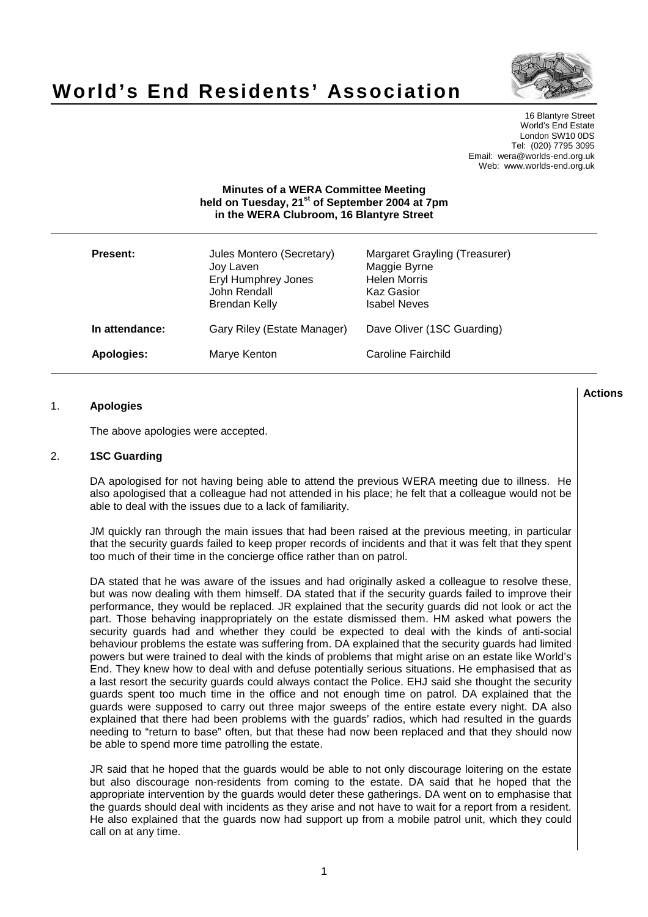# World's End Residents' Association

16 Blantyre Street
World's End Estate
London SW10 0DS
Tel: (020) 7795 3095
Email: wera@worlds-end.org.uk
Web: www.worlds-end.org.uk

**Minutes of a WERA Committee Meeting held on Tuesday, 21st of September 2004 at 7pm in the WERA Clubroom, 16 Blantyre Street**

| | | |
|---|---|---|
| **Present:** | Jules Montero (Secretary) | Margaret Grayling (Treasurer) |
| | Joy Laven | Maggie Byrne |
| | Eryl Humphrey Jones | Helen Morris |
| | John Rendall | Kaz Gasior |
| | Brendan Kelly | Isabel Neves |
| **In attendance:** | Gary Riley (Estate Manager) | Dave Oliver (1SC Guarding) |
| **Apologies:** | Marye Kenton | Caroline Fairchild |

**Actions**

## 1. Apologies

The above apologies were accepted.

## 2. 1SC Guarding

DA apologised for not having being able to attend the previous WERA meeting due to illness. He also apologised that a colleague had not attended in his place; he felt that a colleague would not be able to deal with the issues due to a lack of familiarity.

JM quickly ran through the main issues that had been raised at the previous meeting, in particular that the security guards failed to keep proper records of incidents and that it was felt that they spent too much of their time in the concierge office rather than on patrol.

DA stated that he was aware of the issues and had originally asked a colleague to resolve these, but was now dealing with them himself. DA stated that if the security guards failed to improve their performance, they would be replaced. JR explained that the security guards did not look or act the part. Those behaving inappropriately on the estate dismissed them. HM asked what powers the security guards had and whether they could be expected to deal with the kinds of anti-social behaviour problems the estate was suffering from. DA explained that the security guards had limited powers but were trained to deal with the kinds of problems that might arise on an estate like World's End. They knew how to deal with and defuse potentially serious situations. He emphasised that as a last resort the security guards could always contact the Police. EHJ said she thought the security guards spent too much time in the office and not enough time on patrol. DA explained that the guards were supposed to carry out three major sweeps of the entire estate every night. DA also explained that there had been problems with the guards' radios, which had resulted in the guards needing to "return to base" often, but that these had now been replaced and that they should now be able to spend more time patrolling the estate.

JR said that he hoped that the guards would be able to not only discourage loitering on the estate but also discourage non-residents from coming to the estate. DA said that he hoped that the appropriate intervention by the guards would deter these gatherings. DA went on to emphasise that the guards should deal with incidents as they arise and not have to wait for a report from a resident. He also explained that the guards now had support up from a mobile patrol unit, which they could call on at any time.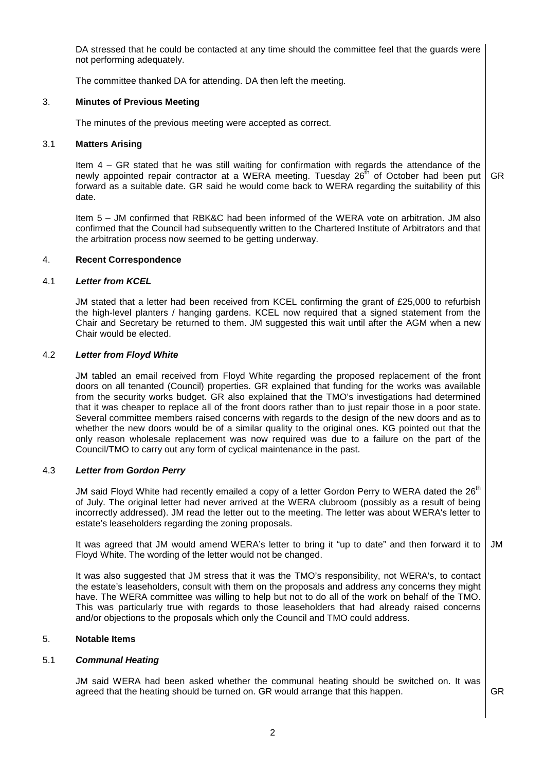DA stressed that he could be contacted at any time should the committee feel that the guards were not performing adequately.

The committee thanked DA for attending. DA then left the meeting.

## 3. Minutes of Previous Meeting

The minutes of the previous meeting were accepted as correct.

### 3.1 Matters Arising

Item 4 – GR stated that he was still waiting for confirmation with regards the attendance of the newly appointed repair contractor at a WERA meeting. Tuesday 26th of October had been put forward as a suitable date. GR said he would come back to WERA regarding the suitability of this date. **GR**

Item 5 – JM confirmed that RBK&C had been informed of the WERA vote on arbitration. JM also confirmed that the Council had subsequently written to the Chartered Institute of Arbitrators and that the arbitration process now seemed to be getting underway.

## 4. Recent Correspondence

### 4.1 *Letter from KCEL*

JM stated that a letter had been received from KCEL confirming the grant of £25,000 to refurbish the high-level planters / hanging gardens. KCEL now required that a signed statement from the Chair and Secretary be returned to them. JM suggested this wait until after the AGM when a new Chair would be elected.

### 4.2 *Letter from Floyd White*

JM tabled an email received from Floyd White regarding the proposed replacement of the front doors on all tenanted (Council) properties. GR explained that funding for the works was available from the security works budget. GR also explained that the TMO's investigations had determined that it was cheaper to replace all of the front doors rather than to just repair those in a poor state. Several committee members raised concerns with regards to the design of the new doors and as to whether the new doors would be of a similar quality to the original ones. KG pointed out that the only reason wholesale replacement was now required was due to a failure on the part of the Council/TMO to carry out any form of cyclical maintenance in the past.

### 4.3 *Letter from Gordon Perry*

JM said Floyd White had recently emailed a copy of a letter Gordon Perry to WERA dated the 26th of July. The original letter had never arrived at the WERA clubroom (possibly as a result of being incorrectly addressed). JM read the letter out to the meeting. The letter was about WERA's letter to estate's leaseholders regarding the zoning proposals.

It was agreed that JM would amend WERA's letter to bring it "up to date" and then forward it to Floyd White. The wording of the letter would not be changed. **JM**

It was also suggested that JM stress that it was the TMO's responsibility, not WERA's, to contact the estate's leaseholders, consult with them on the proposals and address any concerns they might have. The WERA committee was willing to help but not to do all of the work on behalf of the TMO. This was particularly true with regards to those leaseholders that had already raised concerns and/or objections to the proposals which only the Council and TMO could address.

## 5. Notable Items

### 5.1 *Communal Heating*

JM said WERA had been asked whether the communal heating should be switched on. It was agreed that the heating should be turned on. GR would arrange that this happen. **GR**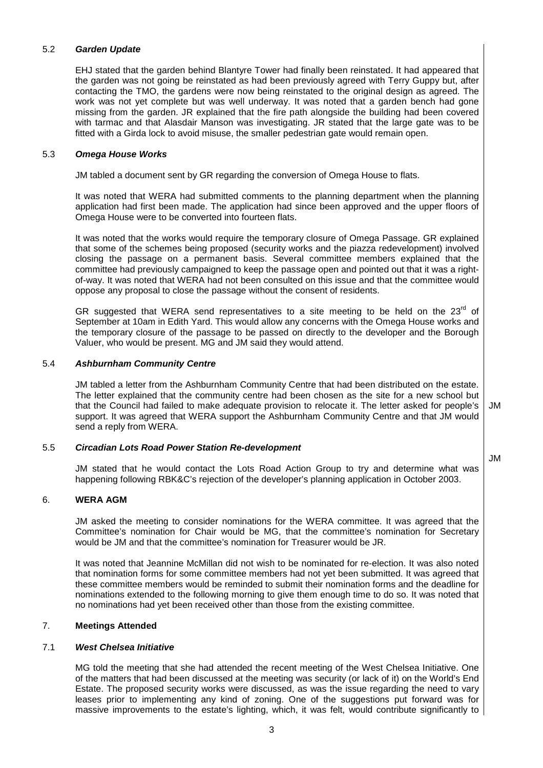### 5.2 *Garden Update*

EHJ stated that the garden behind Blantyre Tower had finally been reinstated. It had appeared that the garden was not going be reinstated as had been previously agreed with Terry Guppy but, after contacting the TMO, the gardens were now being reinstated to the original design as agreed. The work was not yet complete but was well underway. It was noted that a garden bench had gone missing from the garden. JR explained that the fire path alongside the building had been covered with tarmac and that Alasdair Manson was investigating. JR stated that the large gate was to be fitted with a Girda lock to avoid misuse, the smaller pedestrian gate would remain open.

### 5.3 *Omega House Works*

JM tabled a document sent by GR regarding the conversion of Omega House to flats.

It was noted that WERA had submitted comments to the planning department when the planning application had first been made. The application had since been approved and the upper floors of Omega House were to be converted into fourteen flats.

It was noted that the works would require the temporary closure of Omega Passage. GR explained that some of the schemes being proposed (security works and the piazza redevelopment) involved closing the passage on a permanent basis. Several committee members explained that the committee had previously campaigned to keep the passage open and pointed out that it was a right-of-way. It was noted that WERA had not been consulted on this issue and that the committee would oppose any proposal to close the passage without the consent of residents.

GR suggested that WERA send representatives to a site meeting to be held on the 23rd of September at 10am in Edith Yard. This would allow any concerns with the Omega House works and the temporary closure of the passage to be passed on directly to the developer and the Borough Valuer, who would be present. MG and JM said they would attend.

### 5.4 *Ashburnham Community Centre*

JM tabled a letter from the Ashburnham Community Centre that had been distributed on the estate. The letter explained that the community centre had been chosen as the site for a new school but that the Council had failed to make adequate provision to relocate it. The letter asked for people's support. It was agreed that WERA support the Ashburnham Community Centre and that JM would send a reply from WERA. **JM**

### 5.5 *Circadian Lots Road Power Station Re-development*

JM stated that he would contact the Lots Road Action Group to try and determine what was happening following RBK&C's rejection of the developer's planning application in October 2003. **JM**

## 6. WERA AGM

JM asked the meeting to consider nominations for the WERA committee. It was agreed that the Committee's nomination for Chair would be MG, that the committee's nomination for Secretary would be JM and that the committee's nomination for Treasurer would be JR.

It was noted that Jeannine McMillan did not wish to be nominated for re-election. It was also noted that nomination forms for some committee members had not yet been submitted. It was agreed that these committee members would be reminded to submit their nomination forms and the deadline for nominations extended to the following morning to give them enough time to do so. It was noted that no nominations had yet been received other than those from the existing committee.

## 7. Meetings Attended

### 7.1 *West Chelsea Initiative*

MG told the meeting that she had attended the recent meeting of the West Chelsea Initiative. One of the matters that had been discussed at the meeting was security (or lack of it) on the World's End Estate. The proposed security works were discussed, as was the issue regarding the need to vary leases prior to implementing any kind of zoning. One of the suggestions put forward was for massive improvements to the estate's lighting, which, it was felt, would contribute significantly to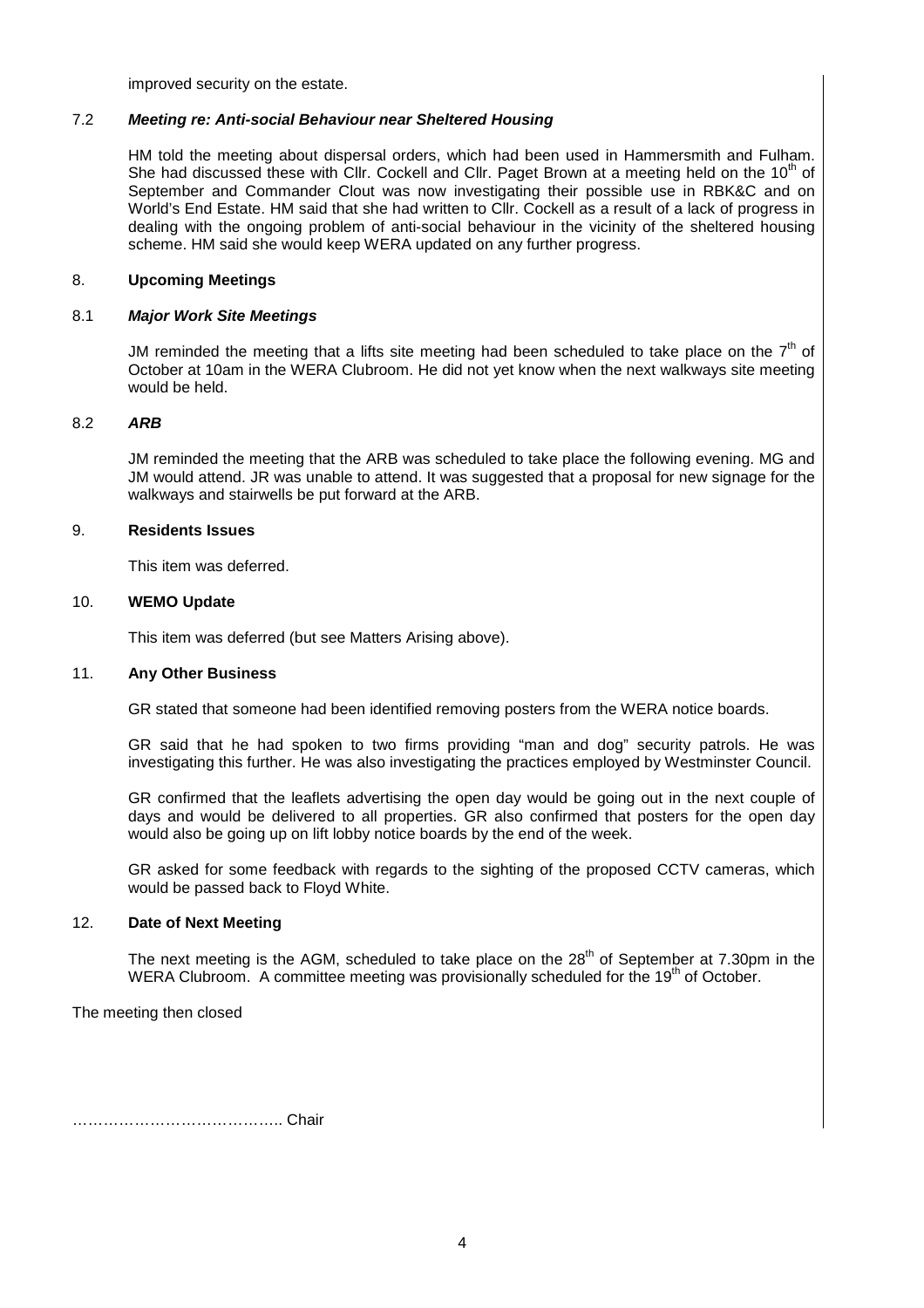improved security on the estate.

### 7.2 ***Meeting re: Anti-social Behaviour near Sheltered Housing***

HM told the meeting about dispersal orders, which had been used in Hammersmith and Fulham. She had discussed these with Cllr. Cockell and Cllr. Paget Brown at a meeting held on the 10th of September and Commander Clout was now investigating their possible use in RBK&C and on World's End Estate. HM said that she had written to Cllr. Cockell as a result of a lack of progress in dealing with the ongoing problem of anti-social behaviour in the vicinity of the sheltered housing scheme. HM said she would keep WERA updated on any further progress.

## 8. **Upcoming Meetings**

### 8.1 ***Major Work Site Meetings***

JM reminded the meeting that a lifts site meeting had been scheduled to take place on the 7th of October at 10am in the WERA Clubroom. He did not yet know when the next walkways site meeting would be held.

### 8.2 ***ARB***

JM reminded the meeting that the ARB was scheduled to take place the following evening. MG and JM would attend. JR was unable to attend. It was suggested that a proposal for new signage for the walkways and stairwells be put forward at the ARB.

## 9. **Residents Issues**

This item was deferred.

## 10. **WEMO Update**

This item was deferred (but see Matters Arising above).

## 11. **Any Other Business**

GR stated that someone had been identified removing posters from the WERA notice boards.

GR said that he had spoken to two firms providing "man and dog" security patrols. He was investigating this further. He was also investigating the practices employed by Westminster Council.

GR confirmed that the leaflets advertising the open day would be going out in the next couple of days and would be delivered to all properties. GR also confirmed that posters for the open day would also be going up on lift lobby notice boards by the end of the week.

GR asked for some feedback with regards to the sighting of the proposed CCTV cameras, which would be passed back to Floyd White.

## 12. **Date of Next Meeting**

The next meeting is the AGM, scheduled to take place on the 28th of September at 7.30pm in the WERA Clubroom. A committee meeting was provisionally scheduled for the 19th of October.

The meeting then closed

………………………………….. Chair